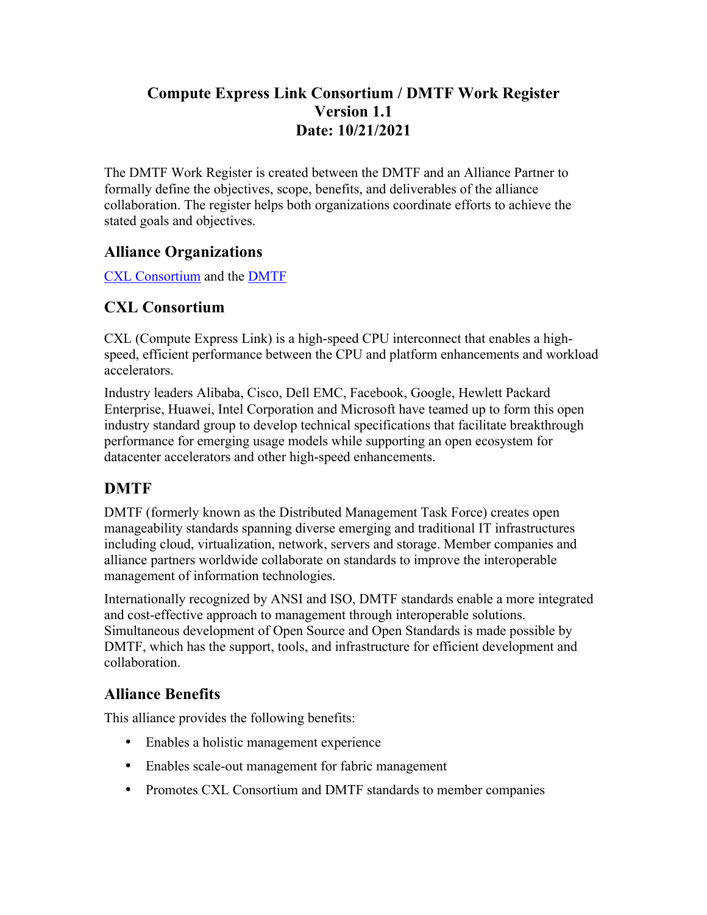# Compute Express Link Consortium / DMTF Work Register
# Version 1.1
# Date: 10/21/2021

The DMTF Work Register is created between the DMTF and an Alliance Partner to formally define the objectives, scope, benefits, and deliverables of the alliance collaboration. The register helps both organizations coordinate efforts to achieve the stated goals and objectives.

## Alliance Organizations

[CXL Consortium]() and the [DMTF]()

## CXL Consortium

CXL (Compute Express Link) is a high-speed CPU interconnect that enables a high-speed, efficient performance between the CPU and platform enhancements and workload accelerators.

Industry leaders Alibaba, Cisco, Dell EMC, Facebook, Google, Hewlett Packard Enterprise, Huawei, Intel Corporation and Microsoft have teamed up to form this open industry standard group to develop technical specifications that facilitate breakthrough performance for emerging usage models while supporting an open ecosystem for datacenter accelerators and other high-speed enhancements.

## DMTF

DMTF (formerly known as the Distributed Management Task Force) creates open manageability standards spanning diverse emerging and traditional IT infrastructures including cloud, virtualization, network, servers and storage. Member companies and alliance partners worldwide collaborate on standards to improve the interoperable management of information technologies.

Internationally recognized by ANSI and ISO, DMTF standards enable a more integrated and cost-effective approach to management through interoperable solutions. Simultaneous development of Open Source and Open Standards is made possible by DMTF, which has the support, tools, and infrastructure for efficient development and collaboration.

## Alliance Benefits

This alliance provides the following benefits:

- Enables a holistic management experience
- Enables scale-out management for fabric management
- Promotes CXL Consortium and DMTF standards to member companies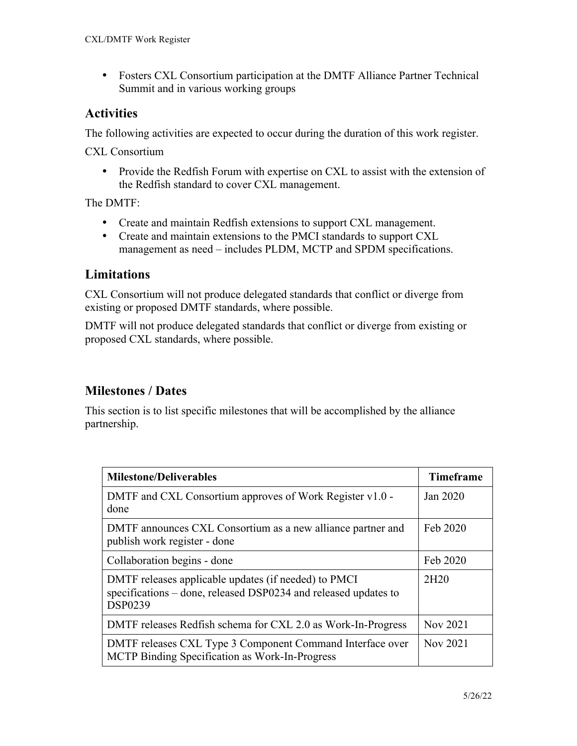- Fosters CXL Consortium participation at the DMTF Alliance Partner Technical Summit and in various working groups

## Activities

The following activities are expected to occur during the duration of this work register.

CXL Consortium

- Provide the Redfish Forum with expertise on CXL to assist with the extension of the Redfish standard to cover CXL management.

The DMTF:

- Create and maintain Redfish extensions to support CXL management.
- Create and maintain extensions to the PMCI standards to support CXL management as need – includes PLDM, MCTP and SPDM specifications.

## Limitations

CXL Consortium will not produce delegated standards that conflict or diverge from existing or proposed DMTF standards, where possible.

DMTF will not produce delegated standards that conflict or diverge from existing or proposed CXL standards, where possible.

## Milestones / Dates

This section is to list specific milestones that will be accomplished by the alliance partnership.

| Milestone/Deliverables | Timeframe |
| --- | --- |
| DMTF and CXL Consortium approves of Work Register v1.0 - done | Jan 2020 |
| DMTF announces CXL Consortium as a new alliance partner and publish work register - done | Feb 2020 |
| Collaboration begins - done | Feb 2020 |
| DMTF releases applicable updates (if needed) to PMCI specifications – done, released DSP0234 and released updates to DSP0239 | 2H20 |
| DMTF releases Redfish schema for CXL 2.0 as Work-In-Progress | Nov 2021 |
| DMTF releases CXL Type 3 Component Command Interface over MCTP Binding Specification as Work-In-Progress | Nov 2021 |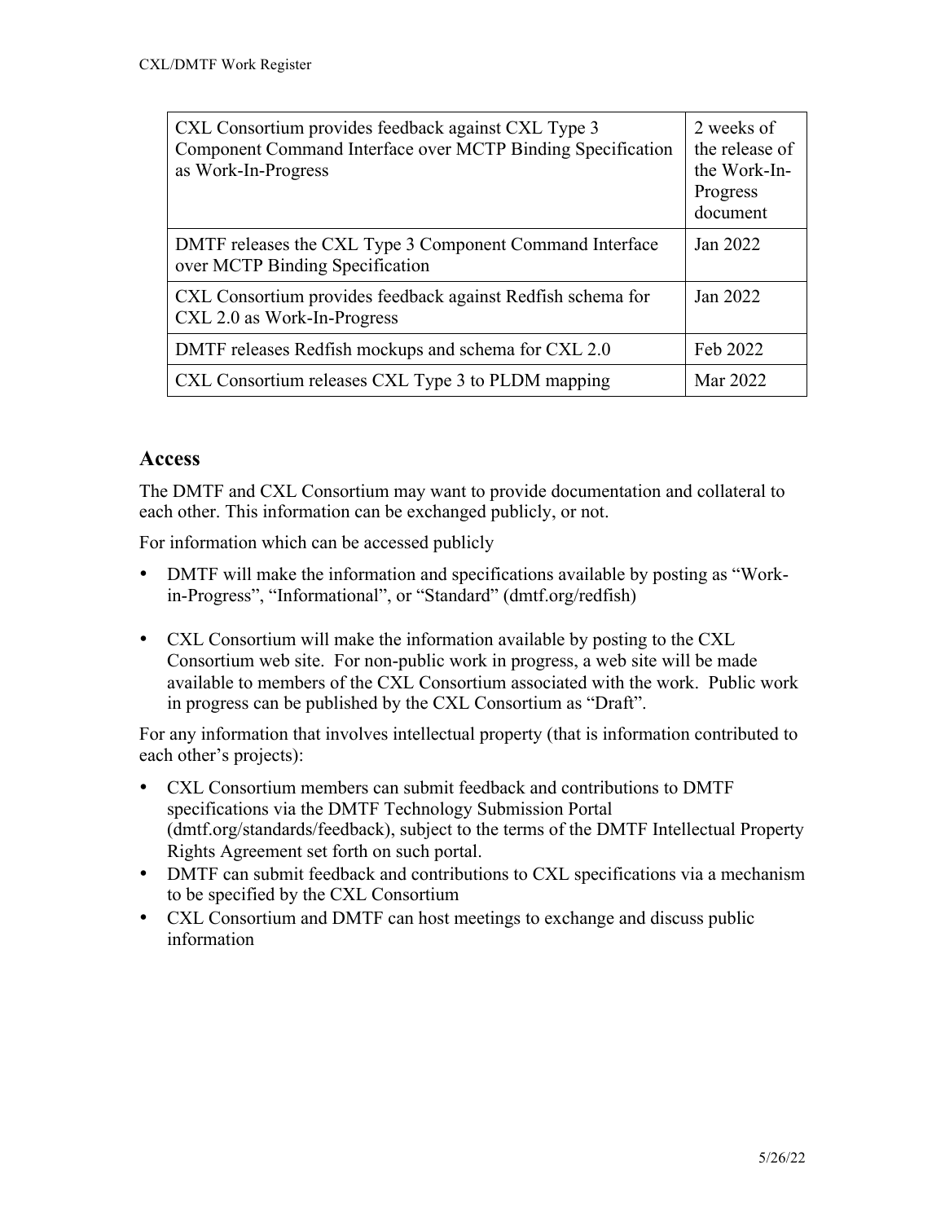| | |
|---|---|
| CXL Consortium provides feedback against CXL Type 3 Component Command Interface over MCTP Binding Specification as Work-In-Progress | 2 weeks of the release of the Work-In-Progress document |
| DMTF releases the CXL Type 3 Component Command Interface over MCTP Binding Specification | Jan 2022 |
| CXL Consortium provides feedback against Redfish schema for CXL 2.0 as Work-In-Progress | Jan 2022 |
| DMTF releases Redfish mockups and schema for CXL 2.0 | Feb 2022 |
| CXL Consortium releases CXL Type 3 to PLDM mapping | Mar 2022 |

## Access

The DMTF and CXL Consortium may want to provide documentation and collateral to each other. This information can be exchanged publicly, or not.

For information which can be accessed publicly

- DMTF will make the information and specifications available by posting as "Work-in-Progress", "Informational", or "Standard" (dmtf.org/redfish)

- CXL Consortium will make the information available by posting to the CXL Consortium web site. For non-public work in progress, a web site will be made available to members of the CXL Consortium associated with the work. Public work in progress can be published by the CXL Consortium as "Draft".

For any information that involves intellectual property (that is information contributed to each other's projects):

- CXL Consortium members can submit feedback and contributions to DMTF specifications via the DMTF Technology Submission Portal (dmtf.org/standards/feedback), subject to the terms of the DMTF Intellectual Property Rights Agreement set forth on such portal.
- DMTF can submit feedback and contributions to CXL specifications via a mechanism to be specified by the CXL Consortium
- CXL Consortium and DMTF can host meetings to exchange and discuss public information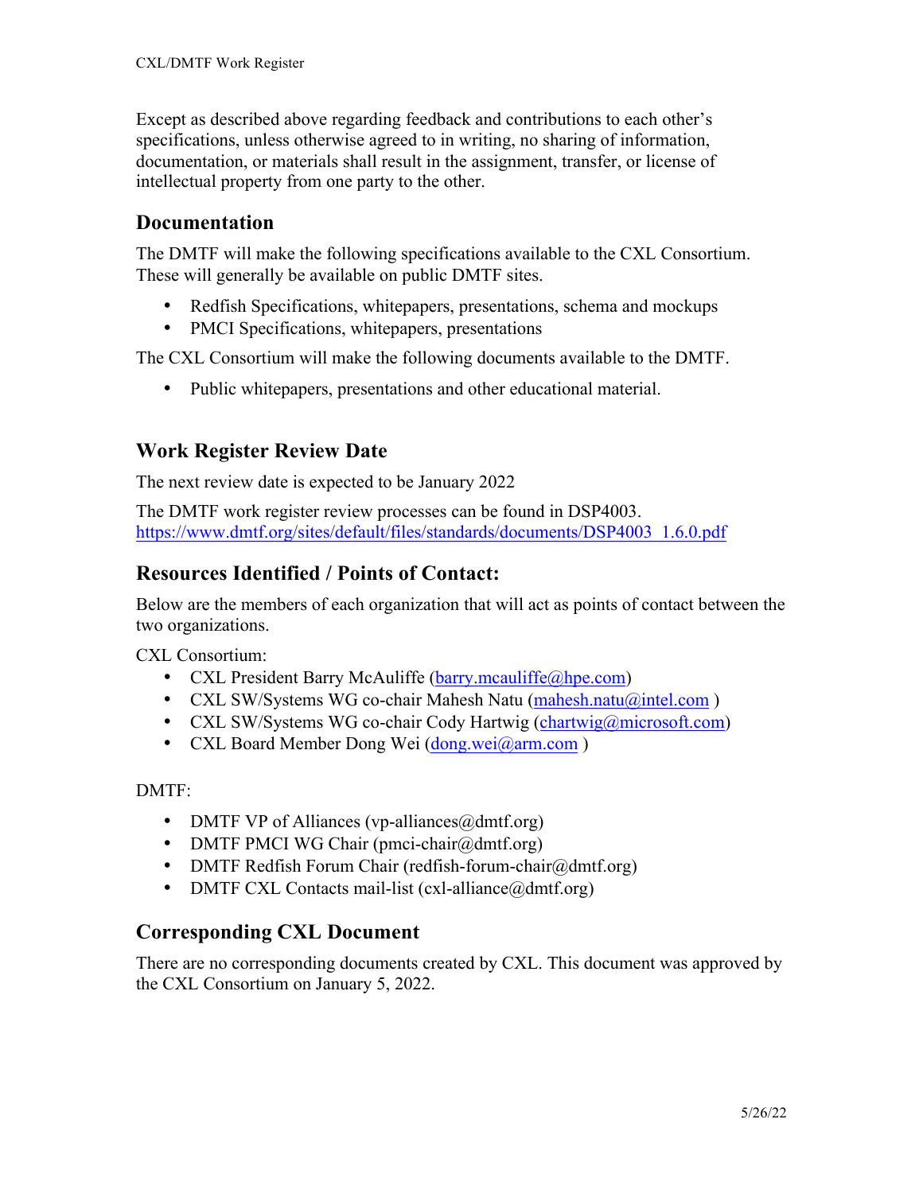Except as described above regarding feedback and contributions to each other's specifications, unless otherwise agreed to in writing, no sharing of information, documentation, or materials shall result in the assignment, transfer, or license of intellectual property from one party to the other.

## Documentation

The DMTF will make the following specifications available to the CXL Consortium. These will generally be available on public DMTF sites.

- Redfish Specifications, whitepapers, presentations, schema and mockups
- PMCI Specifications, whitepapers, presentations

The CXL Consortium will make the following documents available to the DMTF.

- Public whitepapers, presentations and other educational material.

## Work Register Review Date

The next review date is expected to be January 2022

The DMTF work register review processes can be found in DSP4003.
https://www.dmtf.org/sites/default/files/standards/documents/DSP4003_1.6.0.pdf

## Resources Identified / Points of Contact:

Below are the members of each organization that will act as points of contact between the two organizations.

CXL Consortium:

- CXL President Barry McAuliffe (barry.mcauliffe@hpe.com)
- CXL SW/Systems WG co-chair Mahesh Natu (mahesh.natu@intel.com )
- CXL SW/Systems WG co-chair Cody Hartwig (chartwig@microsoft.com)
- CXL Board Member Dong Wei (dong.wei@arm.com )

DMTF:

- DMTF VP of Alliances (vp-alliances@dmtf.org)
- DMTF PMCI WG Chair (pmci-chair@dmtf.org)
- DMTF Redfish Forum Chair (redfish-forum-chair@dmtf.org)
- DMTF CXL Contacts mail-list (cxl-alliance@dmtf.org)

## Corresponding CXL Document

There are no corresponding documents created by CXL. This document was approved by the CXL Consortium on January 5, 2022.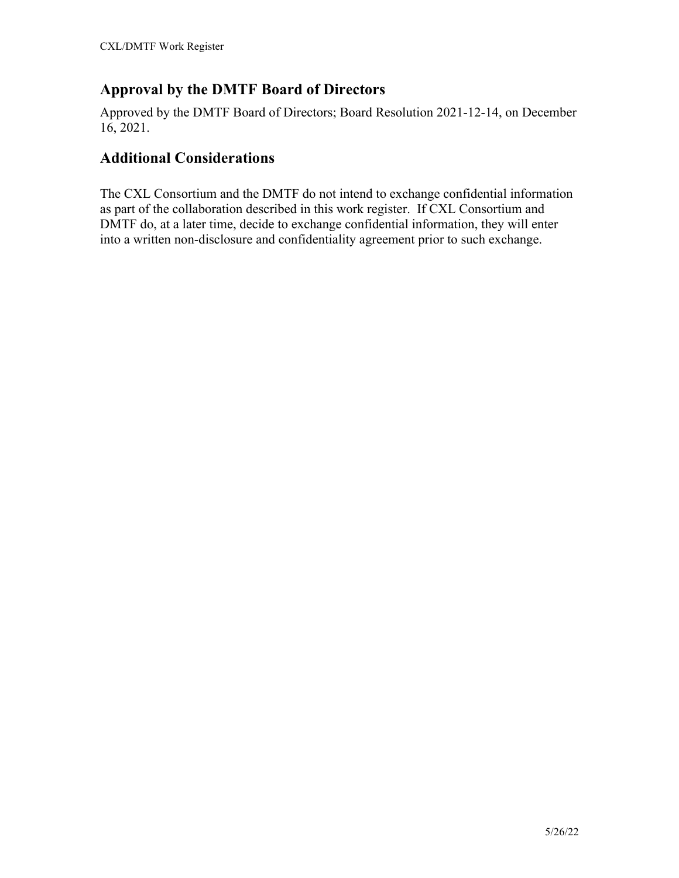## Approval by the DMTF Board of Directors

Approved by the DMTF Board of Directors; Board Resolution 2021-12-14, on December 16, 2021.

## Additional Considerations

The CXL Consortium and the DMTF do not intend to exchange confidential information as part of the collaboration described in this work register. If CXL Consortium and DMTF do, at a later time, decide to exchange confidential information, they will enter into a written non-disclosure and confidentiality agreement prior to such exchange.